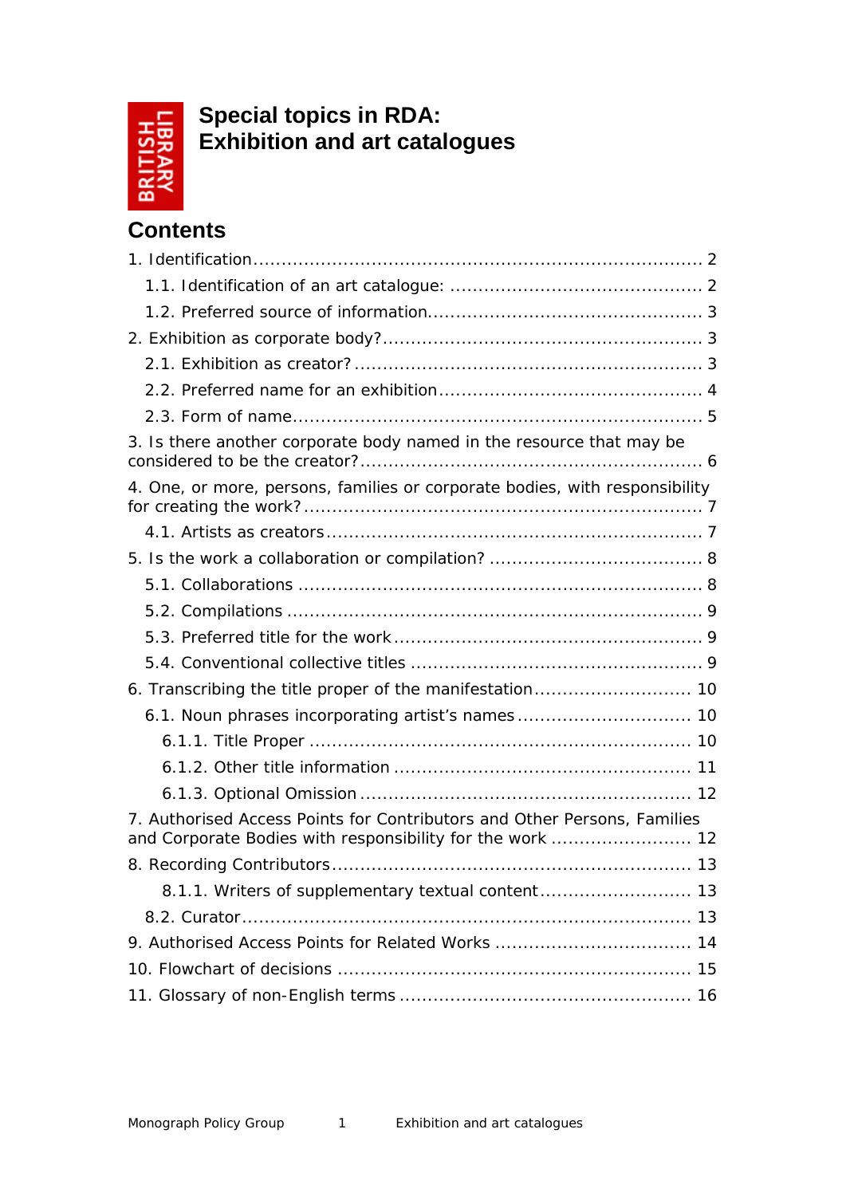# Special topics in RDA: Exhibition and art catalogues

## Contents

1. Identification ............................................................................... 2
   - 1.1. Identification of an art catalogue: ............................................ 2
   - 1.2. Preferred source of information................................................ 3
2. Exhibition as corporate body?........................................................ 3
   - 2.1. Exhibition as creator? ............................................................. 3
   - 2.2. Preferred name for an exhibition .............................................. 4
   - 2.3. Form of name........................................................................ 5
3. Is there another corporate body named in the resource that may be considered to be the creator?............................................................ 6
4. One, or more, persons, families or corporate bodies, with responsibility for creating the work?...................................................................... 7
   - 4.1. Artists as creators .................................................................. 7
5. Is the work a collaboration or compilation? ...................................... 8
   - 5.1. Collaborations ...................................................................... 8
   - 5.2. Compilations ........................................................................ 9
   - 5.3. Preferred title for the work ...................................................... 9
   - 5.4. Conventional collective titles ................................................... 9
6. Transcribing the title proper of the manifestation ........................... 10
   - 6.1. Noun phrases incorporating artist's names ............................... 10
     - 6.1.1. Title Proper .................................................................. 10
     - 6.1.2. Other title information .................................................... 11
     - 6.1.3. Optional Omission .......................................................... 12
7. Authorised Access Points for Contributors and Other Persons, Families and Corporate Bodies with responsibility for the work ......................... 12
8. Recording Contributors.............................................................. 13
     - 8.1.1. Writers of supplementary textual content.......................... 13
   - 8.2. Curator............................................................................... 13
9. Authorised Access Points for Related Works .................................. 14
10. Flowchart of decisions .............................................................. 15
11. Glossary of non-English terms ................................................... 16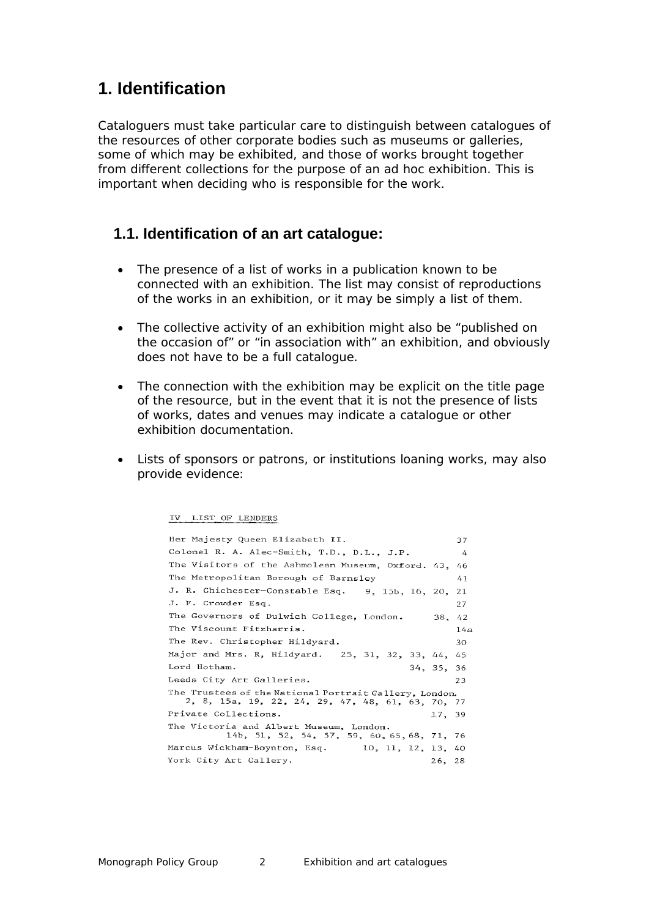# 1. Identification

Cataloguers must take particular care to distinguish between catalogues of the resources of other corporate bodies such as museums or galleries, some of which may be exhibited, and those of works brought together from different collections for the purpose of an ad hoc exhibition. This is important when deciding who is responsible for the work.

## 1.1. Identification of an art catalogue:

- The presence of a list of works in a publication known to be connected with an exhibition. The list may consist of reproductions of the works in an exhibition, or it may be simply a list of them.
- The collective activity of an exhibition might also be "published on the occasion of" or "in association with" an exhibition, and obviously does not have to be a full catalogue.
- The connection with the exhibition may be explicit on the title page of the resource, but in the event that it is not the presence of lists of works, dates and venues may indicate a catalogue or other exhibition documentation.
- Lists of sponsors or patrons, or institutions loaning works, may also provide evidence:

IV LIST OF LENDERS

| | |
|---|---|
| Her Majesty Queen Elizabeth II. | 37 |
| Colonel R. A. Alec-Smith, T.D., D.L., J.P. | 4 |
| The Visitors of the Ashmolean Museum, Oxford. | 43, 46 |
| The Metropolitan Borough of Barnsley | 41 |
| J. R. Chichester-Constable Esq. | 9, 15b, 16, 20, 21 |
| J. F. Crowder Esq. | 27 |
| The Governors of Dulwich College, London. | 38, 42 |
| The Viscount Fitzharris. | 14a |
| The Rev. Christopher Hildyard. | 30 |
| Major and Mrs. R. Hildyard. | 25, 31, 32, 33, 44, 45 |
| Lord Hotham. | 34, 35, 36 |
| Leeds City Art Galleries. | 23 |
| The Trustees of the National Portrait Gallery, London. | 2, 8, 15a, 19, 22, 24, 29, 47, 48, 61, 63, 70, 77 |
| Private Collections. | 17, 39 |
| The Victoria and Albert Museum, London. | 14b, 51, 52, 54, 57, 59, 60, 65, 68, 71, 76 |
| Marcus Wickham-Boynton, Esq. | 10, 11, 12, 13, 40 |
| York City Art Gallery. | 26, 28 |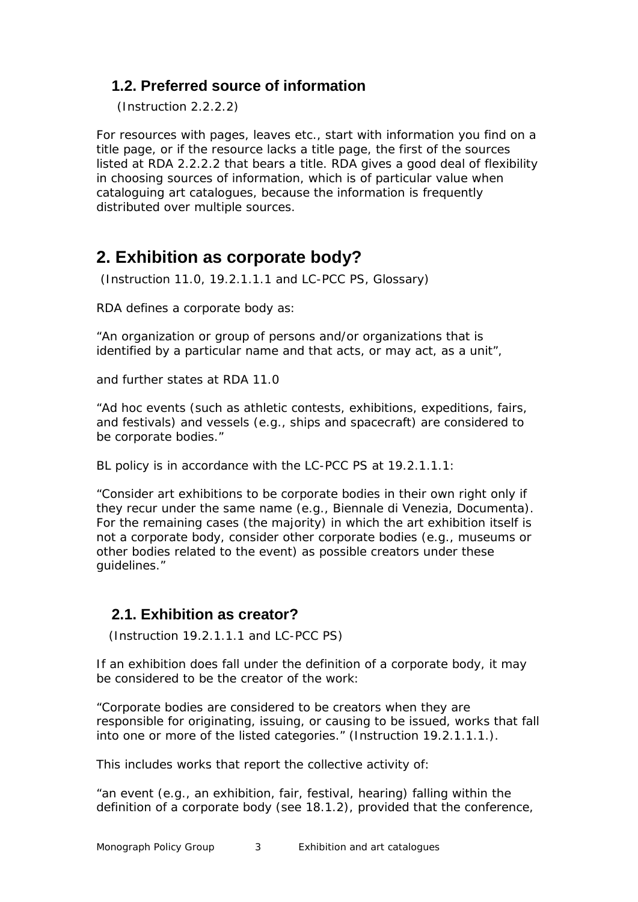### 1.2. Preferred source of information

(Instruction 2.2.2.2)

For resources with pages, leaves etc., start with information you find on a title page, or if the resource lacks a title page, the first of the sources listed at RDA 2.2.2.2 that bears a title. RDA gives a good deal of flexibility in choosing sources of information, which is of particular value when cataloguing art catalogues, because the information is frequently distributed over multiple sources.

## 2. Exhibition as corporate body?

(Instruction 11.0, 19.2.1.1.1 and LC-PCC PS, Glossary)

RDA defines a corporate body as:

"An organization or group of persons and/or organizations that is identified by a particular name and that acts, or may act, as a unit",

and further states at RDA 11.0

"Ad hoc events (such as athletic contests, exhibitions, expeditions, fairs, and festivals) and vessels (e.g., ships and spacecraft) are considered to be corporate bodies."

BL policy is in accordance with the LC-PCC PS at 19.2.1.1.1:

"Consider art exhibitions to be corporate bodies in their own right only if they recur under the same name (e.g., Biennale di Venezia, Documenta). For the remaining cases (the majority) in which the art exhibition itself is not a corporate body, consider other corporate bodies (e.g., museums or other bodies related to the event) as possible creators under these guidelines."

### 2.1. Exhibition as creator?

(Instruction 19.2.1.1.1 and LC-PCC PS)

If an exhibition does fall under the definition of a corporate body, it may be considered to be the creator of the work:

"Corporate bodies are considered to be creators when they are responsible for originating, issuing, or causing to be issued, works that fall into one or more of the listed categories." (Instruction 19.2.1.1.1.).

This includes works that report the collective activity of:

"an event (e.g., an exhibition, fair, festival, hearing) falling within the definition of a corporate body (see 18.1.2), provided that the conference,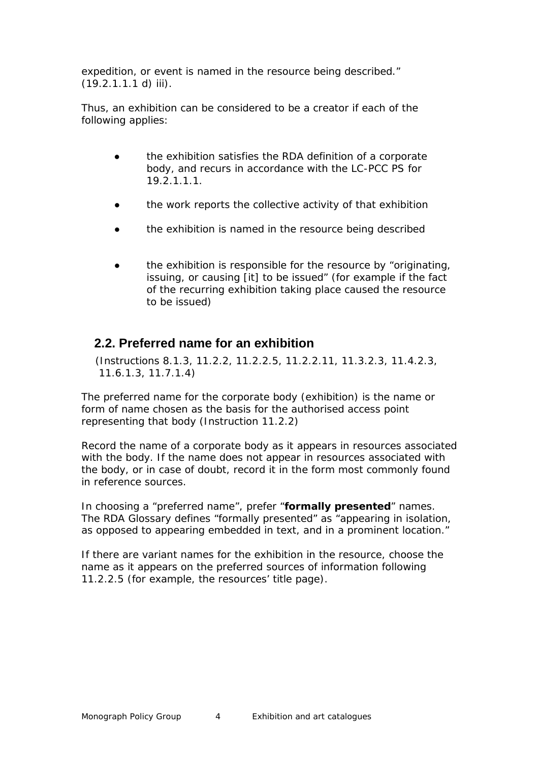expedition, or event is named in the resource being described." (19.2.1.1.1 d) iii).

Thus, an exhibition can be considered to be a creator if each of the following applies:

- the exhibition satisfies the RDA definition of a corporate body, and recurs in accordance with the LC-PCC PS for 19.2.1.1.1.
- the work reports the collective activity of that exhibition
- the exhibition is named in the resource being described
- the exhibition is responsible for the resource by "originating, issuing, or causing [it] to be issued" (for example if the fact of the recurring exhibition taking place caused the resource to be issued)

## 2.2. Preferred name for an exhibition

(Instructions 8.1.3, 11.2.2, 11.2.2.5, 11.2.2.11, 11.3.2.3, 11.4.2.3, 11.6.1.3, 11.7.1.4)

The preferred name for the corporate body (exhibition) is the name or form of name chosen as the basis for the authorised access point representing that body (Instruction 11.2.2)

Record the name of a corporate body as it appears in resources associated with the body. If the name does not appear in resources associated with the body, or in case of doubt, record it in the form most commonly found in reference sources.

In choosing a "preferred name", prefer "**formally presented**" names. The RDA Glossary defines "formally presented" as "appearing in isolation, as opposed to appearing embedded in text, and in a prominent location."

If there are variant names for the exhibition in the resource, choose the name as it appears on the preferred sources of information following 11.2.2.5 (for example, the resources' title page).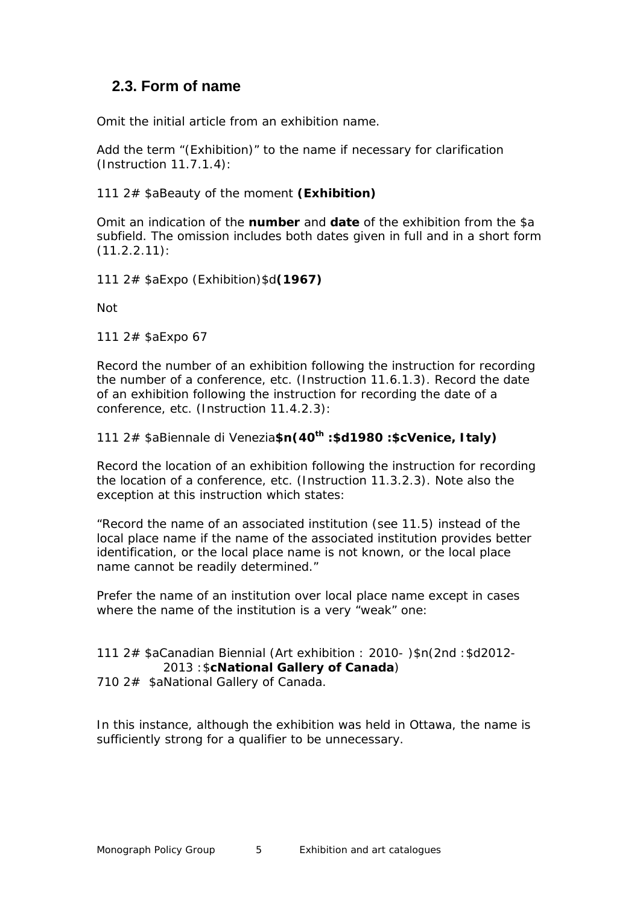## 2.3. Form of name

Omit the initial article from an exhibition name.

Add the term "(Exhibition)" to the name if necessary for clarification (Instruction 11.7.1.4):

111 2# $aBeauty of the moment **(Exhibition)**

Omit an indication of the **number** and **date** of the exhibition from the $a subfield. The omission includes both dates given in full and in a short form (11.2.2.11):

111 2# $aExpo (Exhibition)$d**(1967)**

Not

111 2# $aExpo 67

Record the number of an exhibition following the instruction for recording the number of a conference, etc. (Instruction 11.6.1.3). Record the date of an exhibition following the instruction for recording the date of a conference, etc. (Instruction 11.4.2.3):

111 2# $aBiennale di Venezia**$n(40th :$d1980 :$cVenice, Italy)**

Record the location of an exhibition following the instruction for recording the location of a conference, etc. (Instruction 11.3.2.3). Note also the exception at this instruction which states:

"Record the name of an associated institution (see 11.5) instead of the local place name if the name of the associated institution provides better identification, or the local place name is not known, or the local place name cannot be readily determined."

Prefer the name of an institution over local place name except in cases where the name of the institution is a very "weak" one:

111 2# $aCanadian Biennial (Art exhibition : 2010- )$n(2nd :$d2012-2013 :$**cNational Gallery of Canada**)
710 2# $aNational Gallery of Canada.

In this instance, although the exhibition was held in Ottawa, the name is sufficiently strong for a qualifier to be unnecessary.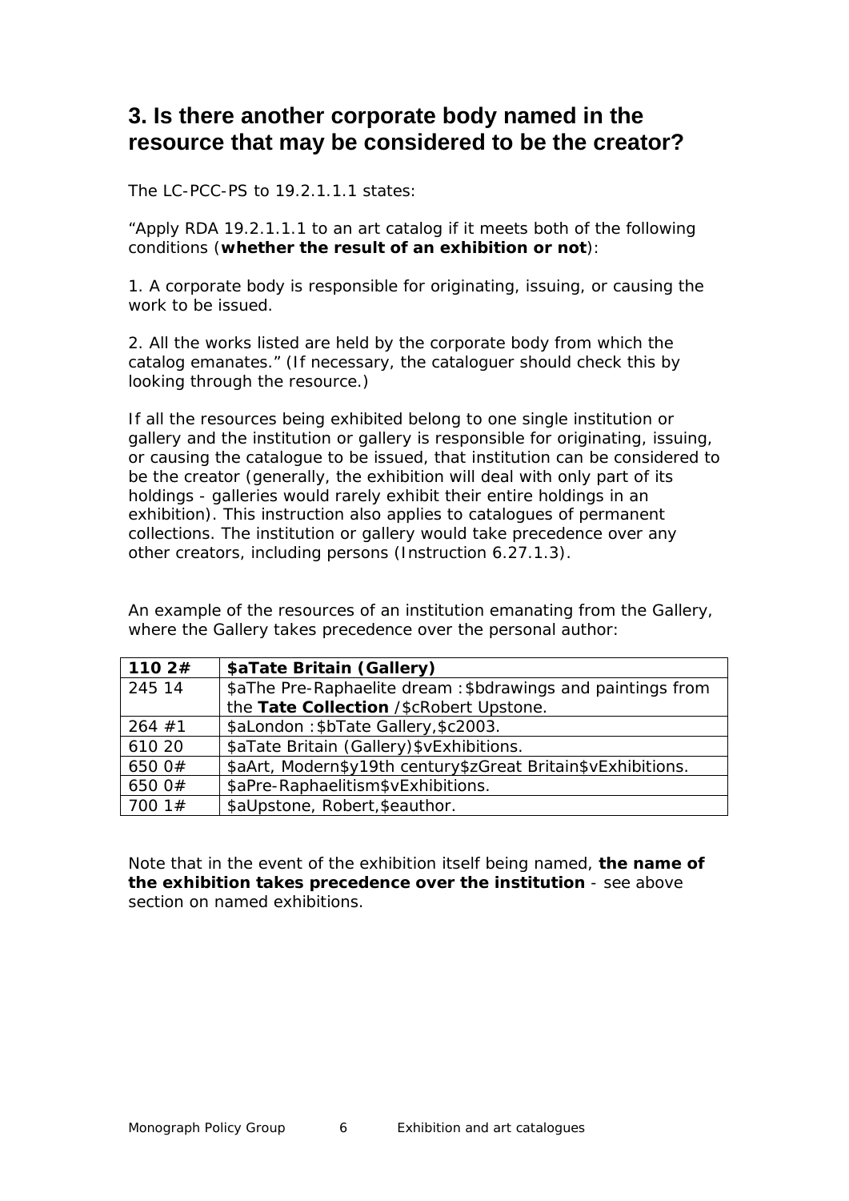## 3. Is there another corporate body named in the resource that may be considered to be the creator?

The LC-PCC-PS to 19.2.1.1.1 states:

“Apply RDA 19.2.1.1.1 to an art catalog if it meets both of the following conditions (**whether the result of an exhibition or not**):

1. A corporate body is responsible for originating, issuing, or causing the work to be issued.

2. All the works listed are held by the corporate body from which the catalog emanates.” (If necessary, the cataloguer should check this by looking through the resource.)

If all the resources being exhibited belong to one single institution or gallery and the institution or gallery is responsible for originating, issuing, or causing the catalogue to be issued, that institution can be considered to be the creator (generally, the exhibition will deal with only part of its holdings - galleries would rarely exhibit their entire holdings in an exhibition). This instruction also applies to catalogues of permanent collections. The institution or gallery would take precedence over any other creators, including persons (Instruction 6.27.1.3).

An example of the resources of an institution emanating from the Gallery, where the Gallery takes precedence over the personal author:

| **110 2#** | **$aTate Britain (Gallery)** |
| --- | --- |
| 245 14 | $aThe Pre-Raphaelite dream :$bdrawings and paintings from the **Tate Collection** /$cRobert Upstone. |
| 264 #1 | $aLondon :$bTate Gallery,$c2003. |
| 610 20 | $aTate Britain (Gallery)$vExhibitions. |
| 650 0# | $aArt, Modern$y19th century$zGreat Britain$vExhibitions. |
| 650 0# | $aPre-Raphaelitism$vExhibitions. |
| 700 1# | $aUpstone, Robert,$eauthor. |

Note that in the event of the exhibition itself being named, **the name of the exhibition takes precedence over the institution** - see above section on named exhibitions.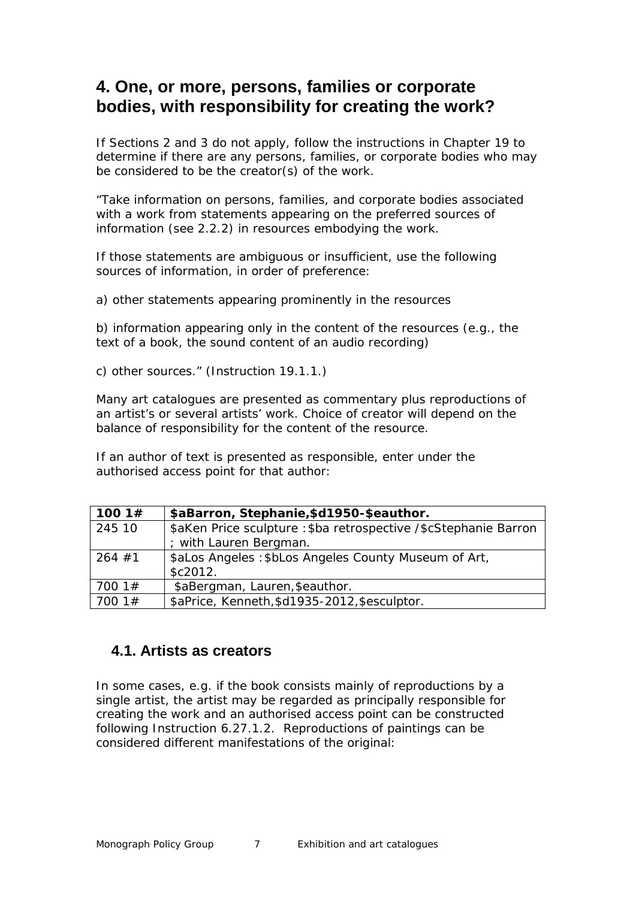# 4. One, or more, persons, families or corporate bodies, with responsibility for creating the work?

If Sections 2 and 3 do not apply, follow the instructions in Chapter 19 to determine if there are any persons, families, or corporate bodies who may be considered to be the creator(s) of the work.

"Take information on persons, families, and corporate bodies associated with a work from statements appearing on the preferred sources of information (see 2.2.2) in resources embodying the work.

If those statements are ambiguous or insufficient, use the following sources of information, in order of preference:

a) other statements appearing prominently in the resources

b) information appearing only in the content of the resources (e.g., the text of a book, the sound content of an audio recording)

c) other sources." (Instruction 19.1.1.)

Many art catalogues are presented as commentary plus reproductions of an artist's or several artists' work. Choice of creator will depend on the balance of responsibility for the content of the resource.

If an author of text is presented as responsible, enter under the authorised access point for that author:

| **100 1#** | **$aBarron, Stephanie,$d1950-$eauthor.** |
|---|---|
| 245 10 | $aKen Price sculpture :$ba retrospective /$cStephanie Barron ; with Lauren Bergman. |
| 264 #1 | $aLos Angeles :$bLos Angeles County Museum of Art, $c2012. |
| 700 1# | $aBergman, Lauren,$eauthor. |
| 700 1# | $aPrice, Kenneth,$d1935-2012,$esculptor. |

## 4.1. Artists as creators

In some cases, e.g. if the book consists mainly of reproductions by a single artist, the artist may be regarded as principally responsible for creating the work and an authorised access point can be constructed following Instruction 6.27.1.2. Reproductions of paintings can be considered different manifestations of the original: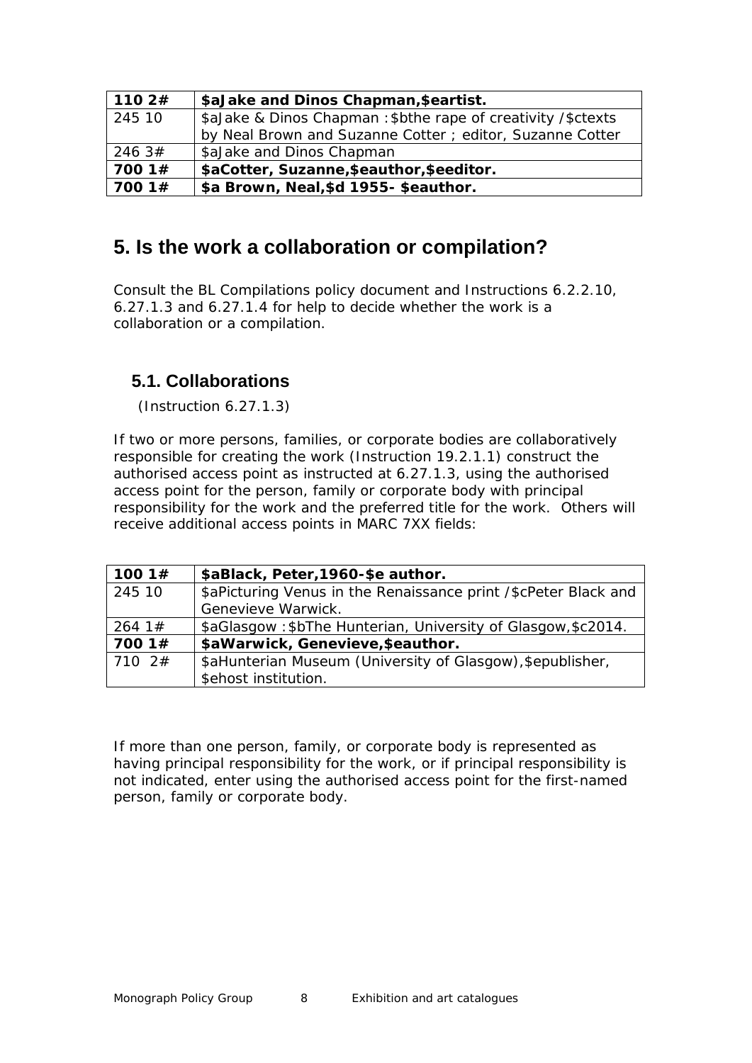| 110 2# | **$aJake and Dinos Chapman,$eartist.** |
|---|---|
| 245 10 | $aJake & Dinos Chapman :$bthe rape of creativity /$ctexts by Neal Brown and Suzanne Cotter ; editor, Suzanne Cotter |
| 246 3# | $aJake and Dinos Chapman |
| **700 1#** | **$aCotter, Suzanne,$eauthor,$eeditor.** |
| **700 1#** | **$a Brown, Neal,$d 1955- $eauthor.** |

## 5. Is the work a collaboration or compilation?

Consult the BL Compilations policy document and Instructions 6.2.2.10, 6.27.1.3 and 6.27.1.4 for help to decide whether the work is a collaboration or a compilation.

### 5.1. Collaborations

(Instruction 6.27.1.3)

If two or more persons, families, or corporate bodies are collaboratively responsible for creating the work (Instruction 19.2.1.1) construct the authorised access point as instructed at 6.27.1.3, using the authorised access point for the person, family or corporate body with principal responsibility for the work and the preferred title for the work. Others will receive additional access points in MARC 7XX fields:

| 100 1# | **$aBlack, Peter,1960-$e author.** |
|---|---|
| 245 10 | $aPicturing Venus in the Renaissance print /$cPeter Black and Genevieve Warwick. |
| 264 1# | $aGlasgow :$bThe Hunterian, University of Glasgow,$c2014. |
| **700 1#** | **$aWarwick, Genevieve,$eauthor.** |
| 710 2# | $aHunterian Museum (University of Glasgow),$epublisher, $ehost institution. |

If more than one person, family, or corporate body is represented as having principal responsibility for the work, or if principal responsibility is not indicated, enter using the authorised access point for the first-named person, family or corporate body.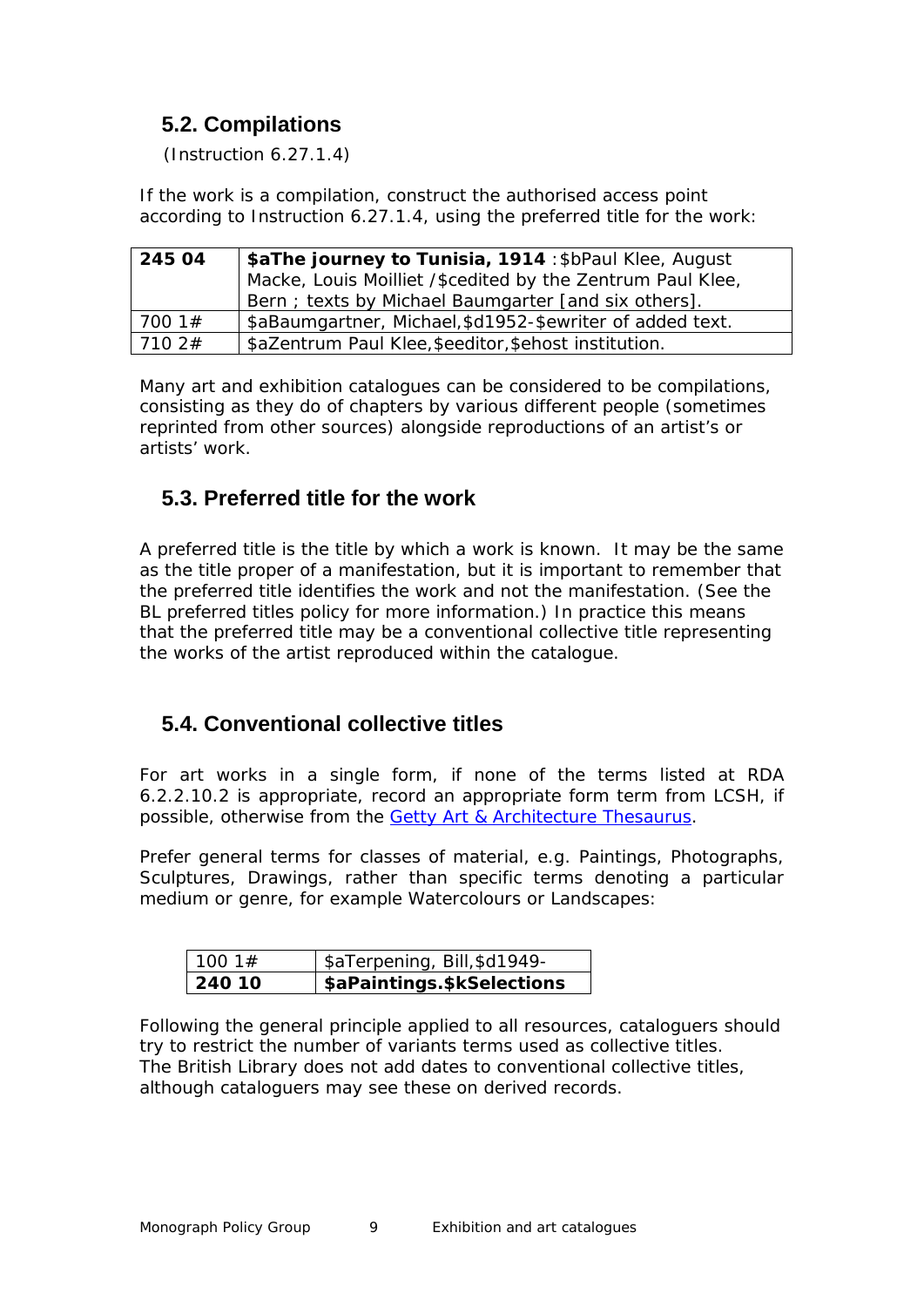## 5.2. Compilations

(Instruction 6.27.1.4)

If the work is a compilation, construct the authorised access point according to Instruction 6.27.1.4, using the preferred title for the work:

| | |
|---|---|
| **245 04** | **$aThe journey to Tunisia, 1914** :$bPaul Klee, August Macke, Louis Moilliet /$cedited by the Zentrum Paul Klee, Bern ; texts by Michael Baumgarter [and six others]. |
| 700 1# | $aBaumgartner, Michael,$d1952-$ewriter of added text. |
| 710 2# | $aZentrum Paul Klee,$eeditor,$ehost institution. |

Many art and exhibition catalogues can be considered to be compilations, consisting as they do of chapters by various different people (sometimes reprinted from other sources) alongside reproductions of an artist's or artists' work.

## 5.3. Preferred title for the work

A preferred title is the title by which a work is known. It may be the same as the title proper of a manifestation, but it is important to remember that the preferred title identifies the work and not the manifestation. (See the BL preferred titles policy for more information.) In practice this means that the preferred title may be a conventional collective title representing the works of the artist reproduced within the catalogue.

## 5.4. Conventional collective titles

For art works in a single form, if none of the terms listed at RDA 6.2.2.10.2 is appropriate, record an appropriate form term from LCSH, if possible, otherwise from the Getty Art & Architecture Thesaurus.

Prefer general terms for classes of material, e.g. Paintings, Photographs, Sculptures, Drawings, rather than specific terms denoting a particular medium or genre, for example Watercolours or Landscapes:

| | |
|---|---|
| 100 1# | $aTerpening, Bill,$d1949- |
| **240 10** | **$aPaintings.$kSelections** |

Following the general principle applied to all resources, cataloguers should try to restrict the number of variants terms used as collective titles. The British Library does not add dates to conventional collective titles, although cataloguers may see these on derived records.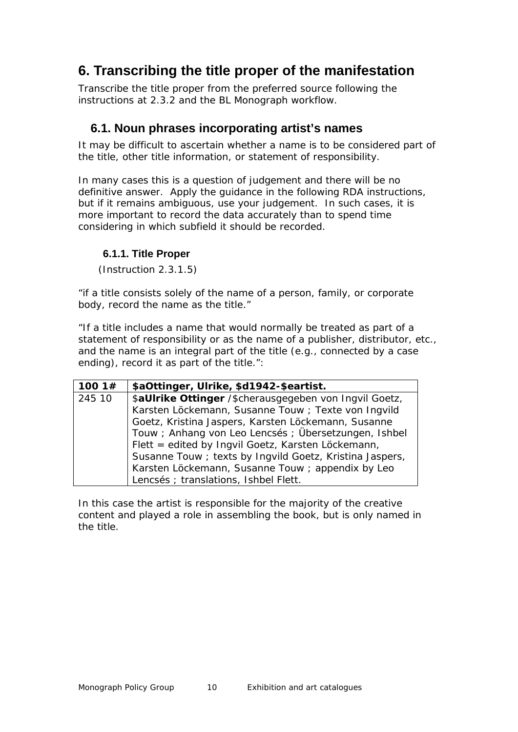# 6. Transcribing the title proper of the manifestation

Transcribe the title proper from the preferred source following the instructions at 2.3.2 and the BL Monograph workflow.

## 6.1. Noun phrases incorporating artist's names

It may be difficult to ascertain whether a name is to be considered part of the title, other title information, or statement of responsibility.

In many cases this is a question of judgement and there will be no definitive answer. Apply the guidance in the following RDA instructions, but if it remains ambiguous, use your judgement. In such cases, it is more important to record the data accurately than to spend time considering in which subfield it should be recorded.

### 6.1.1. Title Proper

(Instruction 2.3.1.5)

"if a title consists solely of the name of a person, family, or corporate body, record the name as the title."

"If a title includes a name that would normally be treated as part of a statement of responsibility or as the name of a publisher, distributor, etc., and the name is an integral part of the title (e.g., connected by a case ending), record it as part of the title.":

| 100 1# | $aOttinger, Ulrike, $d1942-$eartist. |
|---|---|
| 245 10 | $a**Ulrike Ottinger** /$cherausgegeben von Ingvil Goetz, Karsten Löckemann, Susanne Touw ; Texte von Ingvild Goetz, Kristina Jaspers, Karsten Löckemann, Susanne Touw ; Anhang von Leo Lencsés ; Übersetzungen, Ishbel Flett = edited by Ingvil Goetz, Karsten Löckemann, Susanne Touw ; texts by Ingvild Goetz, Kristina Jaspers, Karsten Löckemann, Susanne Touw ; appendix by Leo Lencsés ; translations, Ishbel Flett. |

In this case the artist is responsible for the majority of the creative content and played a role in assembling the book, but is only named in the title.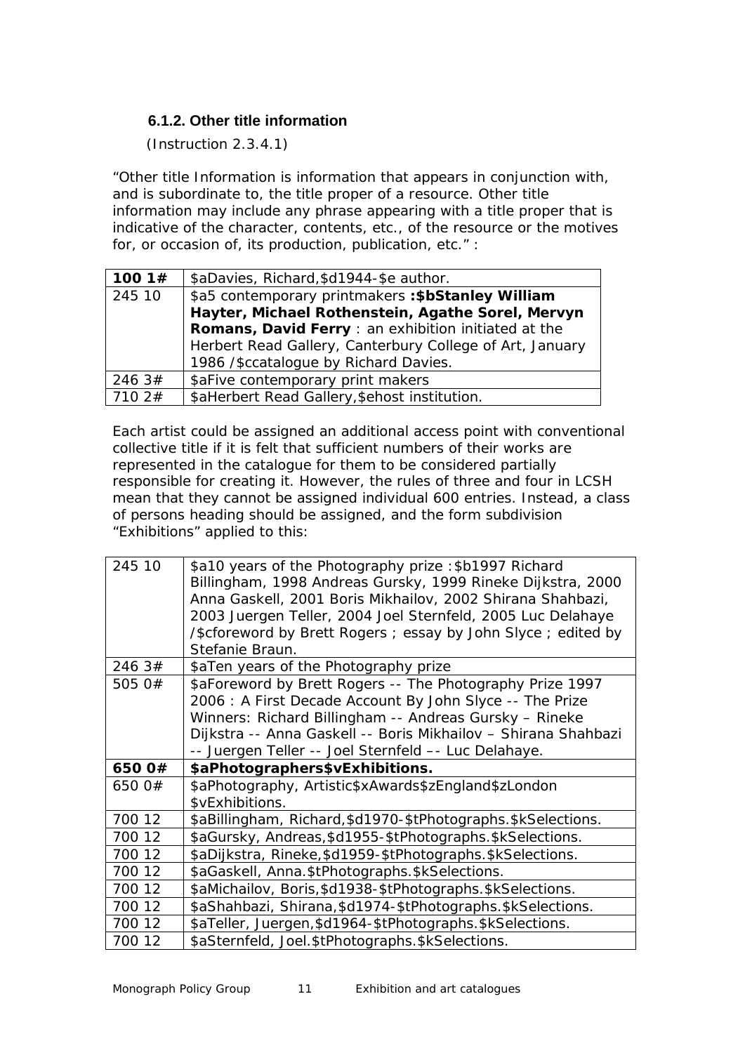### 6.1.2. Other title information

(Instruction 2.3.4.1)

"Other title Information is information that appears in conjunction with, and is subordinate to, the title proper of a resource. Other title information may include any phrase appearing with a title proper that is indicative of the character, contents, etc., of the resource or the motives for, or occasion of, its production, publication, etc." :

| **100 1#** | $aDavies, Richard,$d1944-$e author. |
|---|---|
| 245 10 | $a5 contemporary printmakers **:$bStanley William Hayter, Michael Rothenstein, Agathe Sorel, Mervyn Romans, David Ferry** : an exhibition initiated at the Herbert Read Gallery, Canterbury College of Art, January 1986 /$ccatalogue by Richard Davies. |
| 246 3# | $aFive contemporary print makers |
| 710 2# | $aHerbert Read Gallery,$ehost institution. |

Each artist could be assigned an additional access point with conventional collective title if it is felt that sufficient numbers of their works are represented in the catalogue for them to be considered partially responsible for creating it. However, the rules of three and four in LCSH mean that they cannot be assigned individual 600 entries. Instead, a class of persons heading should be assigned, and the form subdivision "Exhibitions" applied to this:

| 245 10 | $a10 years of the Photography prize :$b1997 Richard Billingham, 1998 Andreas Gursky, 1999 Rineke Dijkstra, 2000 Anna Gaskell, 2001 Boris Mikhailov, 2002 Shirana Shahbazi, 2003 Juergen Teller, 2004 Joel Sternfeld, 2005 Luc Delahaye /$cforeword by Brett Rogers ; essay by John Slyce ; edited by Stefanie Braun. |
|---|---|
| 246 3# | $aTen years of the Photography prize |
| 505 0# | $aForeword by Brett Rogers -- The Photography Prize 1997 2006 : A First Decade Account By John Slyce -- The Prize Winners: Richard Billingham -- Andreas Gursky – Rineke Dijkstra -- Anna Gaskell -- Boris Mikhailov – Shirana Shahbazi -- Juergen Teller -- Joel Sternfeld –- Luc Delahaye. |
| **650 0#** | **$aPhotographers$vExhibitions.** |
| 650 0# | $aPhotography, Artistic$xAwards$zEngland$zLondon $vExhibitions. |
| 700 12 | $aBillingham, Richard,$d1970-$tPhotographs.$kSelections. |
| 700 12 | $aGursky, Andreas,$d1955-$tPhotographs.$kSelections. |
| 700 12 | $aDijkstra, Rineke,$d1959-$tPhotographs.$kSelections. |
| 700 12 | $aGaskell, Anna.$tPhotographs.$kSelections. |
| 700 12 | $aMichailov, Boris,$d1938-$tPhotographs.$kSelections. |
| 700 12 | $aShahbazi, Shirana,$d1974-$tPhotographs.$kSelections. |
| 700 12 | $aTeller, Juergen,$d1964-$tPhotographs.$kSelections. |
| 700 12 | $aSternfeld, Joel.$tPhotographs.$kSelections. |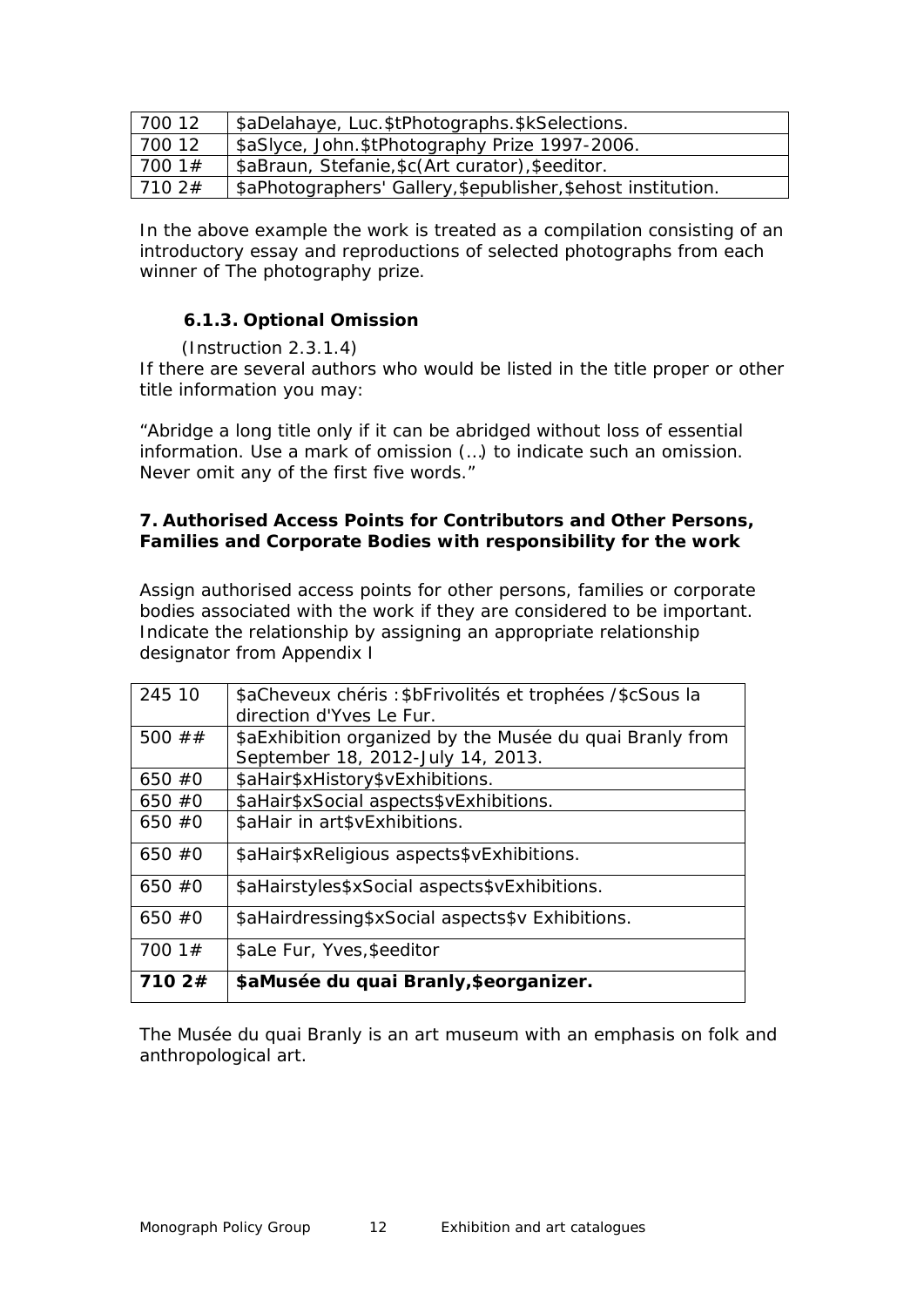| 700 12 | $aDelahaye, Luc.$tPhotographs.$kSelections. |
|---|---|
| 700 12 | $aSlyce, John.$tPhotography Prize 1997-2006. |
| 700 1# | $aBraun, Stefanie,$c(Art curator),$eeditor. |
| 710 2# | $aPhotographers' Gallery,$epublisher,$ehost institution. |

In the above example the work is treated as a compilation consisting of an introductory essay and reproductions of selected photographs from each winner of The photography prize.

### 6.1.3. Optional Omission

(Instruction 2.3.1.4)

If there are several authors who would be listed in the title proper or other title information you may:

"Abridge a long title only if it can be abridged without loss of essential information. Use a mark of omission (…) to indicate such an omission. Never omit any of the first five words."

## 7. Authorised Access Points for Contributors and Other Persons, Families and Corporate Bodies with responsibility for the work

Assign authorised access points for other persons, families or corporate bodies associated with the work if they are considered to be important. Indicate the relationship by assigning an appropriate relationship designator from Appendix I

| 245 10 | $aCheveux chéris :$bFrivolités et trophées /$cSous la direction d'Yves Le Fur. |
|---|---|
| 500 ## | $aExhibition organized by the Musée du quai Branly from September 18, 2012-July 14, 2013. |
| 650 #0 | $aHair$xHistory$vExhibitions. |
| 650 #0 | $aHair$xSocial aspects$vExhibitions. |
| 650 #0 | $aHair in art$vExhibitions. |
| 650 #0 | $aHair$xReligious aspects$vExhibitions. |
| 650 #0 | $aHairstyles$xSocial aspects$vExhibitions. |
| 650 #0 | $aHairdressing$xSocial aspects$v Exhibitions. |
| 700 1# | $aLe Fur, Yves,$eeditor |
| **710 2#** | **$aMusée du quai Branly,$eorganizer.** |

The Musée du quai Branly is an art museum with an emphasis on folk and anthropological art.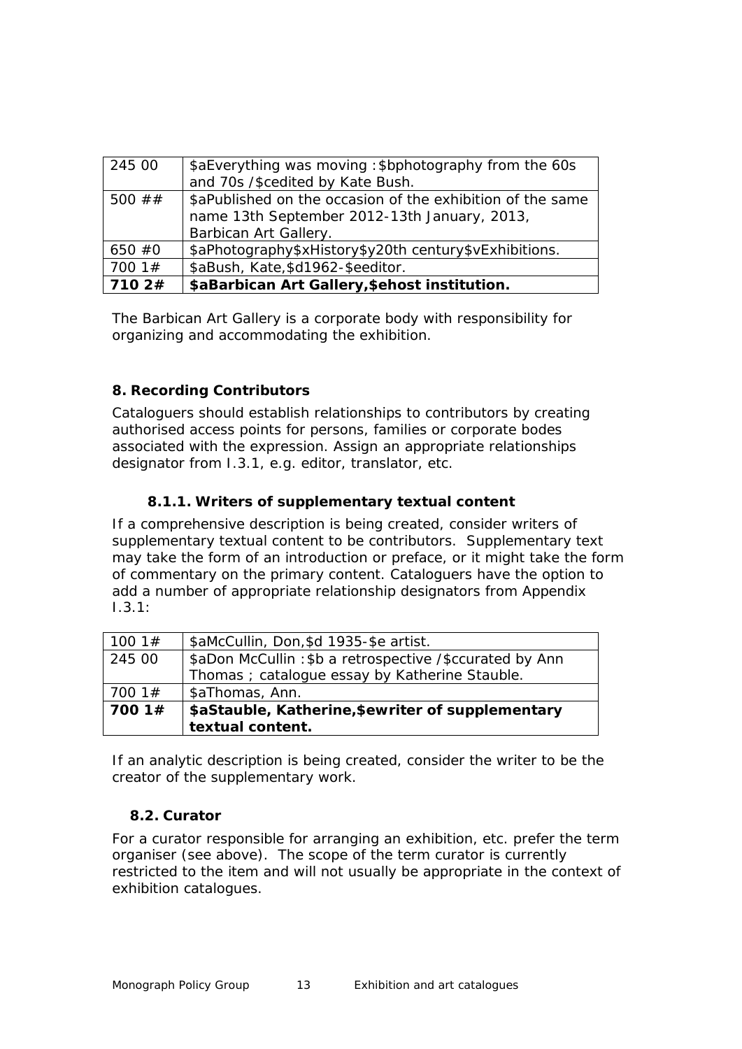| | |
|---|---|
| 245 00 | $aEverything was moving :$bphotography from the 60s and 70s /$cedited by Kate Bush. |
| 500 ## | $aPublished on the occasion of the exhibition of the same name 13th September 2012-13th January, 2013, Barbican Art Gallery. |
| 650 #0 | $aPhotography$xHistory$y20th century$vExhibitions. |
| 700 1# | $aBush, Kate,$d1962-$eeditor. |
| **710 2#** | **$aBarbican Art Gallery,$ehost institution.** |

The Barbican Art Gallery is a corporate body with responsibility for organizing and accommodating the exhibition.

### 8. Recording Contributors

Cataloguers should establish relationships to contributors by creating authorised access points for persons, families or corporate bodes associated with the expression. Assign an appropriate relationships designator from I.3.1, e.g. editor, translator, etc.

#### 8.1.1. Writers of supplementary textual content

If a comprehensive description is being created, consider writers of supplementary textual content to be contributors. Supplementary text may take the form of an introduction or preface, or it might take the form of commentary on the primary content. Cataloguers have the option to add a number of appropriate relationship designators from Appendix I.3.1:

| | |
|---|---|
| 100 1# | $aMcCullin, Don,$d 1935-$e artist. |
| 245 00 | $aDon McCullin :$b a retrospective /$ccurated by Ann Thomas ; catalogue essay by Katherine Stauble. |
| 700 1# | $aThomas, Ann. |
| **700 1#** | **$aStauble, Katherine,$ewriter of supplementary textual content.** |

If an analytic description is being created, consider the writer to be the creator of the supplementary work.

#### 8.2. Curator

For a curator responsible for arranging an exhibition, etc. prefer the term organiser (see above). The scope of the term curator is currently restricted to the item and will not usually be appropriate in the context of exhibition catalogues.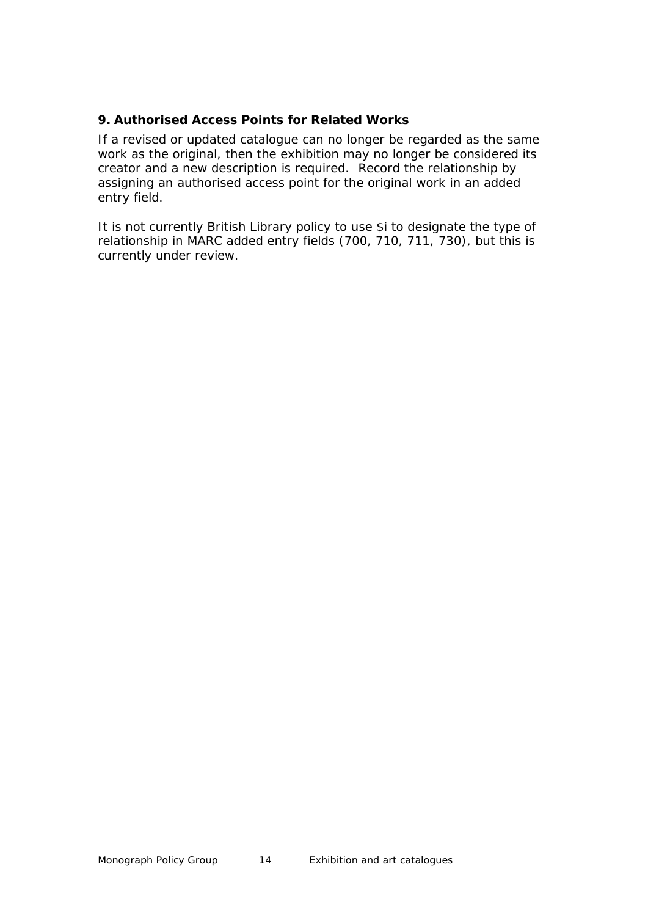## 9. Authorised Access Points for Related Works

If a revised or updated catalogue can no longer be regarded as the same work as the original, then the exhibition may no longer be considered its creator and a new description is required. Record the relationship by assigning an authorised access point for the original work in an added entry field.

It is not currently British Library policy to use $i to designate the type of relationship in MARC added entry fields (700, 710, 711, 730), but this is currently under review.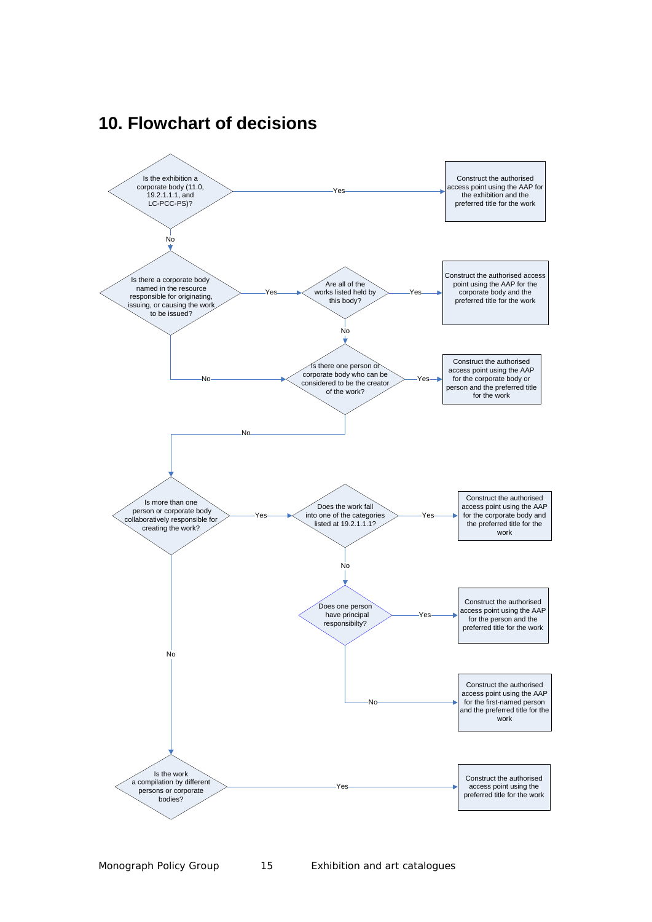# 10. Flowchart of decisions

Is the exhibition a corporate body (11.0, 19.2.1.1.1, and LC-PCC-PS)?

- Yes → Construct the authorised access point using the AAP for the exhibition and the preferred title for the work
- No → Is there a corporate body named in the resource responsible for originating, issuing, or causing the work to be issued?
  - Yes → Are all of the works listed held by this body?
    - Yes → Construct the authorised access point using the AAP for the corporate body and the preferred title for the work
    - No → Is there one person or corporate body who can be considered to be the creator of the work?
  - No → Is there one person or corporate body who can be considered to be the creator of the work?
    - Yes → Construct the authorised access point using the AAP for the corporate body or person and the preferred title for the work
    - No → Is more than one person or corporate body collaboratively responsible for creating the work?
      - Yes → Does the work fall into one of the categories listed at 19.2.1.1.1?
        - Yes → Construct the authorised access point using the AAP for the corporate body and the preferred title for the work
        - No → Does one person have principal responsibilty?
          - Yes → Construct the authorised access point using the AAP for the person and the preferred title for the work
          - No → Construct the authorised access point using the AAP for the first-named person and the preferred title for the work
      - No → Is the work a compilation by different persons or corporate bodies?
        - Yes → Construct the authorised access point using the preferred title for the work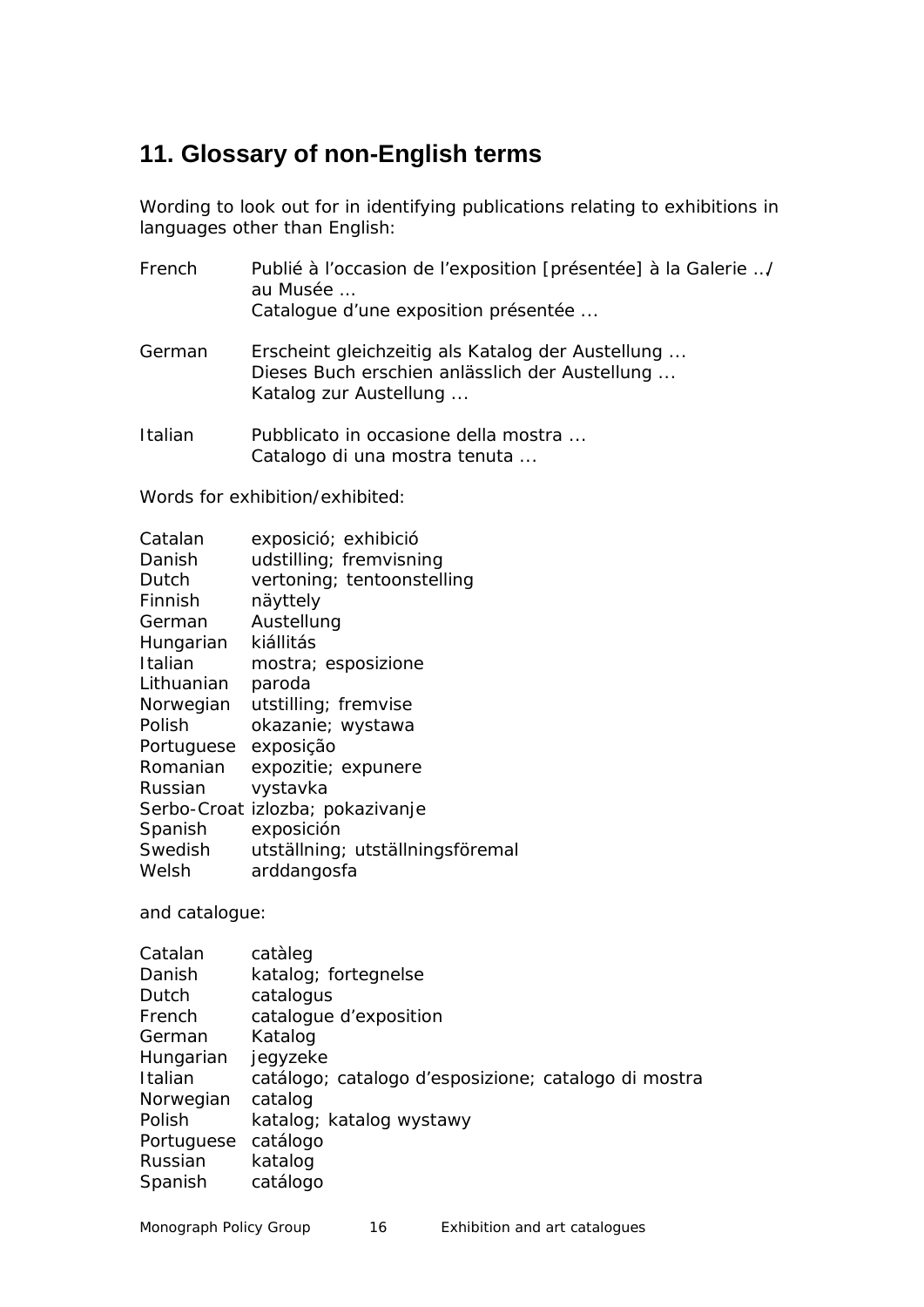## 11. Glossary of non-English terms

Wording to look out for in identifying publications relating to exhibitions in languages other than English:

| | |
|---|---|
| French | Publié à l'occasion de l'exposition [présentée] à la Galerie …/ au Musée …<br>Catalogue d'une exposition présentée ... |
| German | Erscheint gleichzeitig als Katalog der Austellung ...<br>Dieses Buch erschien anlässlich der Austellung ...<br>Katalog zur Austellung ... |
| Italian | Pubblicato in occasione della mostra ...<br>Catalogo di una mostra tenuta ... |

Words for exhibition/exhibited:

| | |
|---|---|
| Catalan | exposició; exhibició |
| Danish | udstilling; fremvisning |
| Dutch | vertoning; tentoonstelling |
| Finnish | näyttely |
| German | Austellung |
| Hungarian | kiállitás |
| Italian | mostra; esposizione |
| Lithuanian | paroda |
| Norwegian | utstilling; fremvise |
| Polish | okazanie; wystawa |
| Portuguese | exposição |
| Romanian | expozitie; expunere |
| Russian | vystavka |
| Serbo-Croat | izlozba; pokazivanje |
| Spanish | exposición |
| Swedish | utställning; utställningsföremal |
| Welsh | arddangosfa |

and catalogue:

| | |
|---|---|
| Catalan | catàleg |
| Danish | katalog; fortegnelse |
| Dutch | catalogus |
| French | catalogue d'exposition |
| German | Katalog |
| Hungarian | jegyzeke |
| Italian | catálogo; catalogo d'esposizione; catalogo di mostra |
| Norwegian | catalog |
| Polish | katalog; katalog wystawy |
| Portuguese | catálogo |
| Russian | katalog |
| Spanish | catálogo |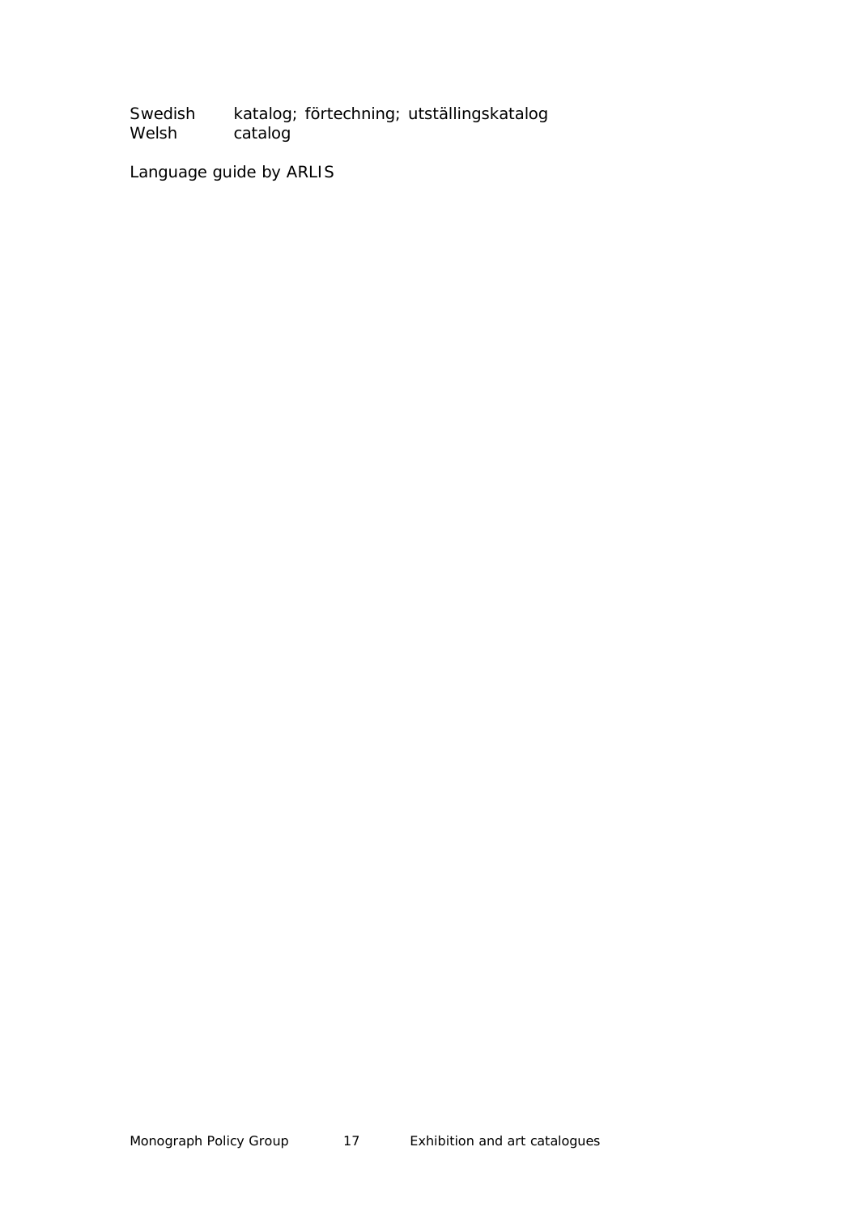| | |
|---|---|
| Swedish | katalog; förtechning; utställingskatalog |
| Welsh | catalog |

Language guide by ARLIS